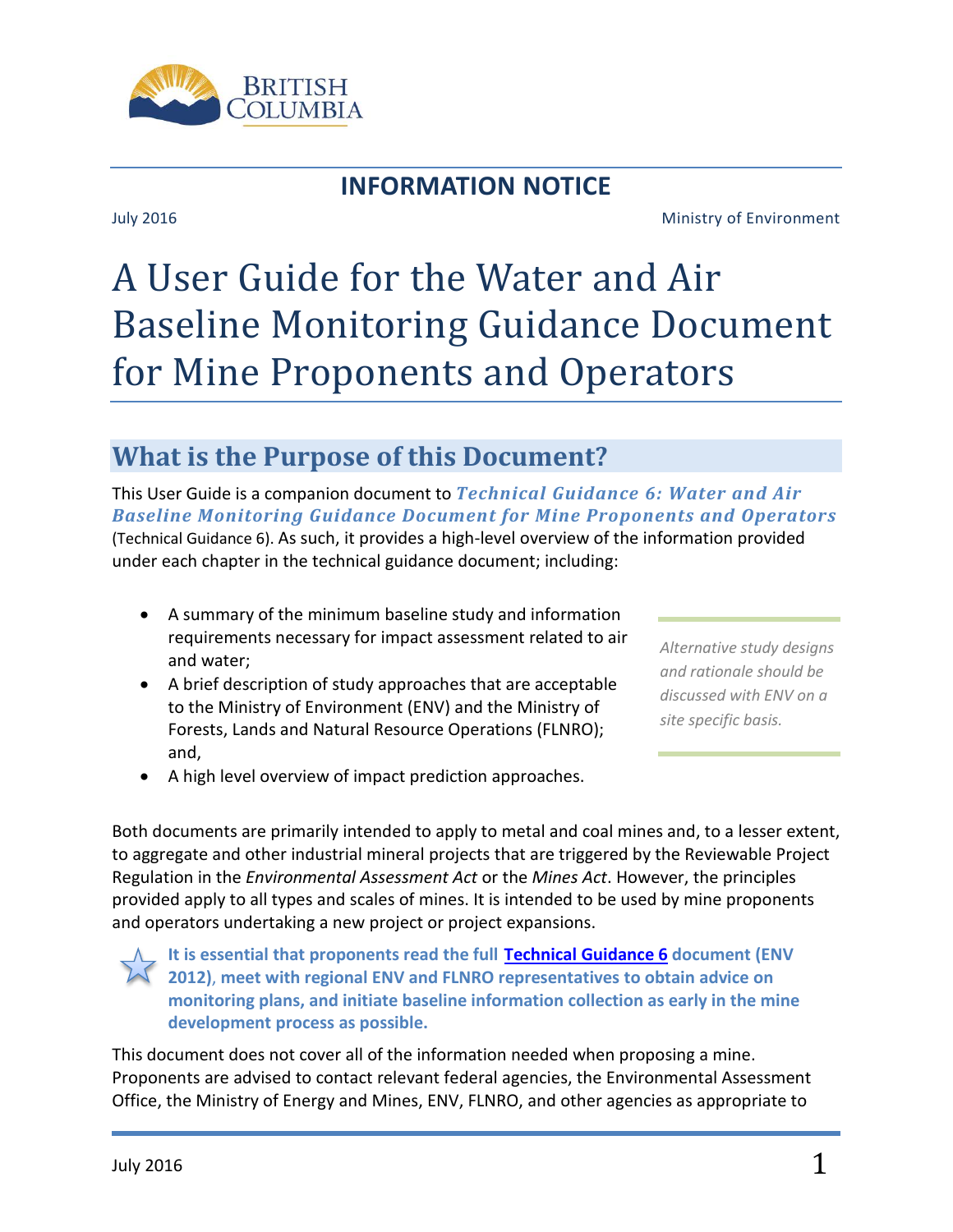# INFORMATION NOTICE

July 2016 Ministry of Environment

# A User Guide for the Water and Air Baseline Monitoring Guidance Document for Mine Proponents and Operators

## What is the Purpose of this Document?

This User Guide is a companion document to ***Technical Guidance 6: Water and Air Baseline Monitoring Guidance Document for Mine Proponents and Operators*** (Technical Guidance 6). As such, it provides a high-level overview of the information provided under each chapter in the technical guidance document; including:

- A summary of the minimum baseline study and information requirements necessary for impact assessment related to air and water;
- A brief description of study approaches that are acceptable to the Ministry of Environment (ENV) and the Ministry of Forests, Lands and Natural Resource Operations (FLNRO); and,
- A high level overview of impact prediction approaches.

*Alternative study designs and rationale should be discussed with ENV on a site specific basis.*

Both documents are primarily intended to apply to metal and coal mines and, to a lesser extent, to aggregate and other industrial mineral projects that are triggered by the Reviewable Project Regulation in the *Environmental Assessment Act* or the *Mines Act*. However, the principles provided apply to all types and scales of mines. It is intended to be used by mine proponents and operators undertaking a new project or project expansions.

**It is essential that proponents read the full Technical Guidance 6 document (ENV 2012), meet with regional ENV and FLNRO representatives to obtain advice on monitoring plans, and initiate baseline information collection as early in the mine development process as possible.**

This document does not cover all of the information needed when proposing a mine. Proponents are advised to contact relevant federal agencies, the Environmental Assessment Office, the Ministry of Energy and Mines, ENV, FLNRO, and other agencies as appropriate to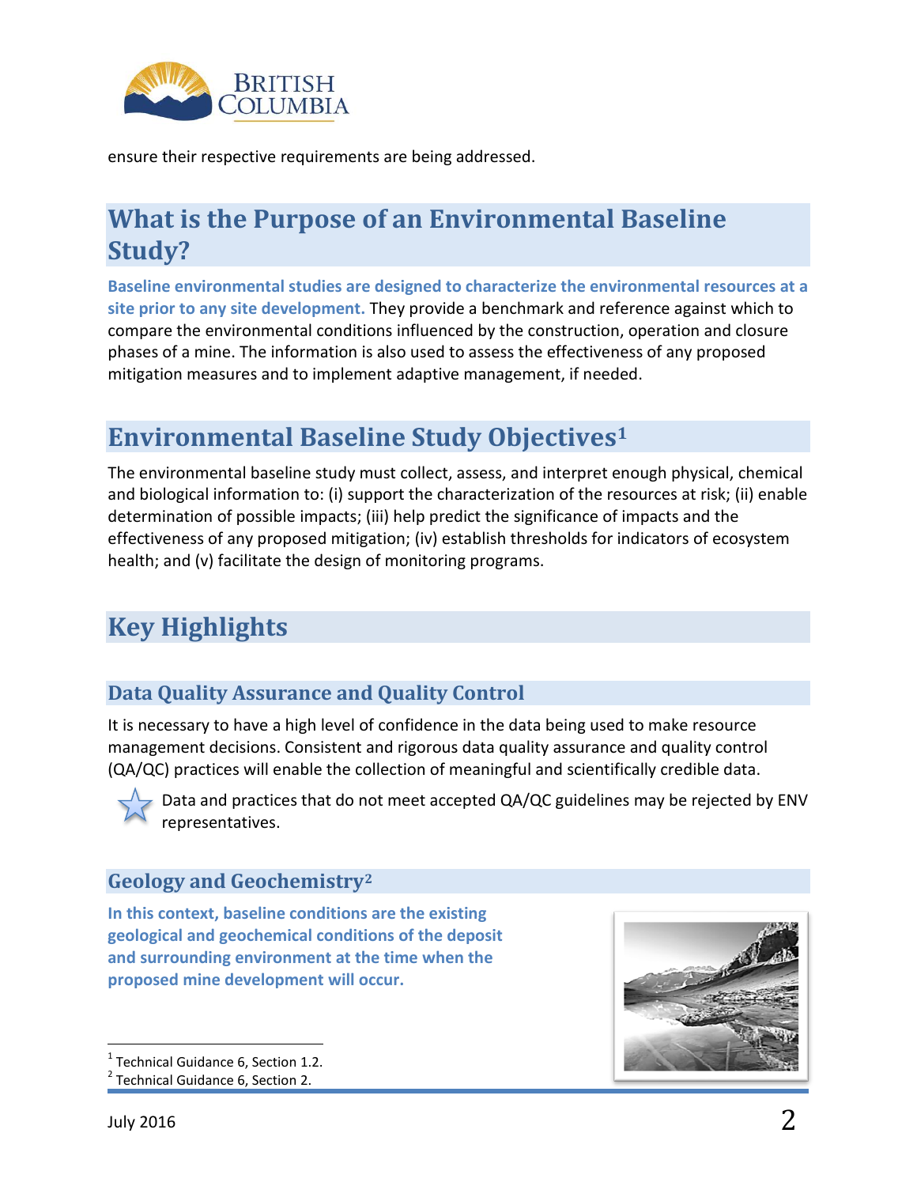ensure their respective requirements are being addressed.

## What is the Purpose of an Environmental Baseline Study?

**Baseline environmental studies are designed to characterize the environmental resources at a site prior to any site development.** They provide a benchmark and reference against which to compare the environmental conditions influenced by the construction, operation and closure phases of a mine. The information is also used to assess the effectiveness of any proposed mitigation measures and to implement adaptive management, if needed.

## Environmental Baseline Study Objectives[1]

The environmental baseline study must collect, assess, and interpret enough physical, chemical and biological information to: (i) support the characterization of the resources at risk; (ii) enable determination of possible impacts; (iii) help predict the significance of impacts and the effectiveness of any proposed mitigation; (iv) establish thresholds for indicators of ecosystem health; and (v) facilitate the design of monitoring programs.

## Key Highlights

### Data Quality Assurance and Quality Control

It is necessary to have a high level of confidence in the data being used to make resource management decisions. Consistent and rigorous data quality assurance and quality control (QA/QC) practices will enable the collection of meaningful and scientifically credible data.

Data and practices that do not meet accepted QA/QC guidelines may be rejected by ENV representatives.

### Geology and Geochemistry[2]

**In this context, baseline conditions are the existing geological and geochemical conditions of the deposit and surrounding environment at the time when the proposed mine development will occur.**

---

[1] Technical Guidance 6, Section 1.2.

[2] Technical Guidance 6, Section 2.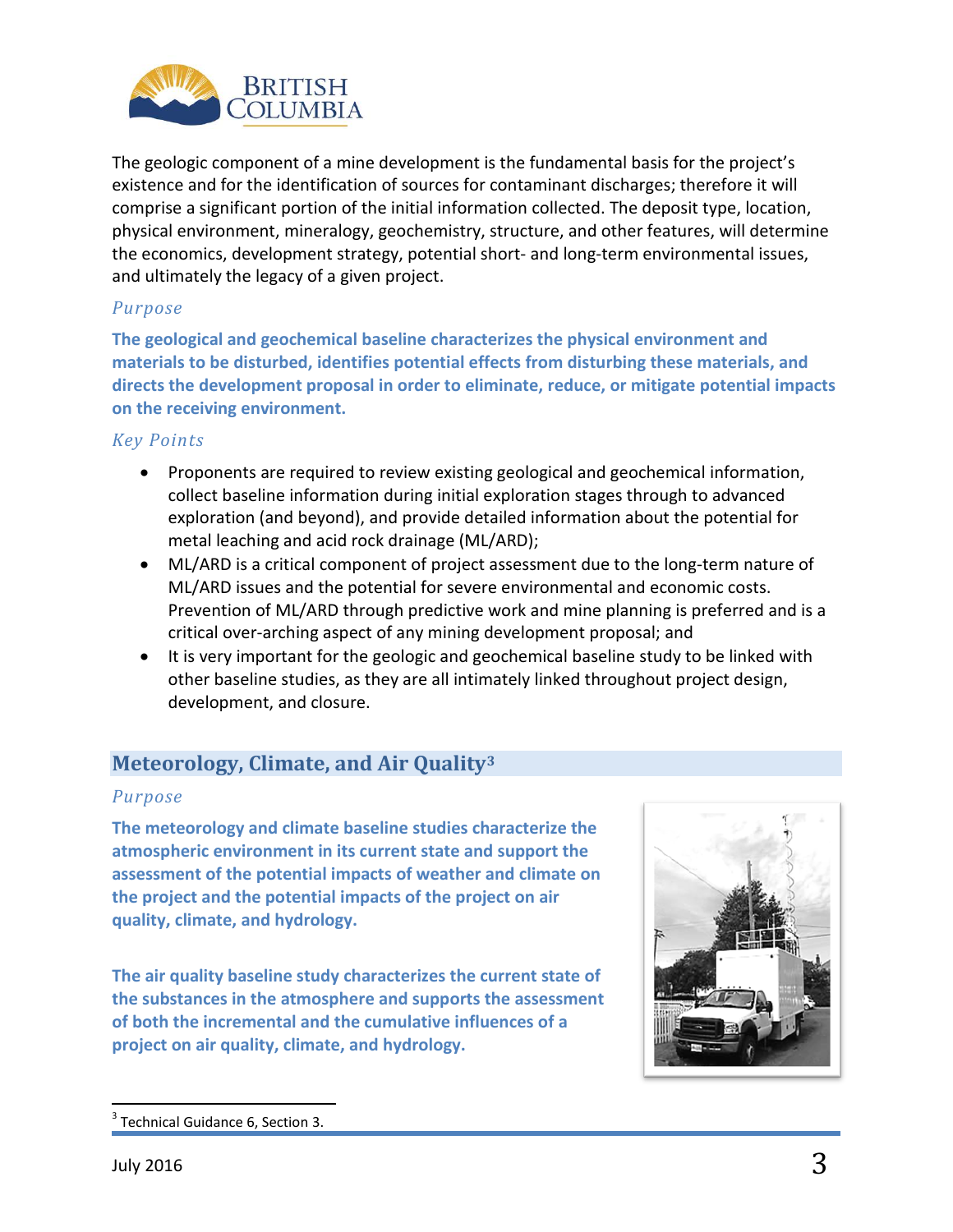The geologic component of a mine development is the fundamental basis for the project's existence and for the identification of sources for contaminant discharges; therefore it will comprise a significant portion of the initial information collected. The deposit type, location, physical environment, mineralogy, geochemistry, structure, and other features, will determine the economics, development strategy, potential short- and long-term environmental issues, and ultimately the legacy of a given project.

### *Purpose*

**The geological and geochemical baseline characterizes the physical environment and materials to be disturbed, identifies potential effects from disturbing these materials, and directs the development proposal in order to eliminate, reduce, or mitigate potential impacts on the receiving environment.**

### *Key Points*

- Proponents are required to review existing geological and geochemical information, collect baseline information during initial exploration stages through to advanced exploration (and beyond), and provide detailed information about the potential for metal leaching and acid rock drainage (ML/ARD);
- ML/ARD is a critical component of project assessment due to the long-term nature of ML/ARD issues and the potential for severe environmental and economic costs. Prevention of ML/ARD through predictive work and mine planning is preferred and is a critical over-arching aspect of any mining development proposal; and
- It is very important for the geologic and geochemical baseline study to be linked with other baseline studies, as they are all intimately linked throughout project design, development, and closure.

## Meteorology, Climate, and Air Quality[3]

### *Purpose*

**The meteorology and climate baseline studies characterize the atmospheric environment in its current state and support the assessment of the potential impacts of weather and climate on the project and the potential impacts of the project on air quality, climate, and hydrology.**

**The air quality baseline study characterizes the current state of the substances in the atmosphere and supports the assessment of both the incremental and the cumulative influences of a project on air quality, climate, and hydrology.**

[3] Technical Guidance 6, Section 3.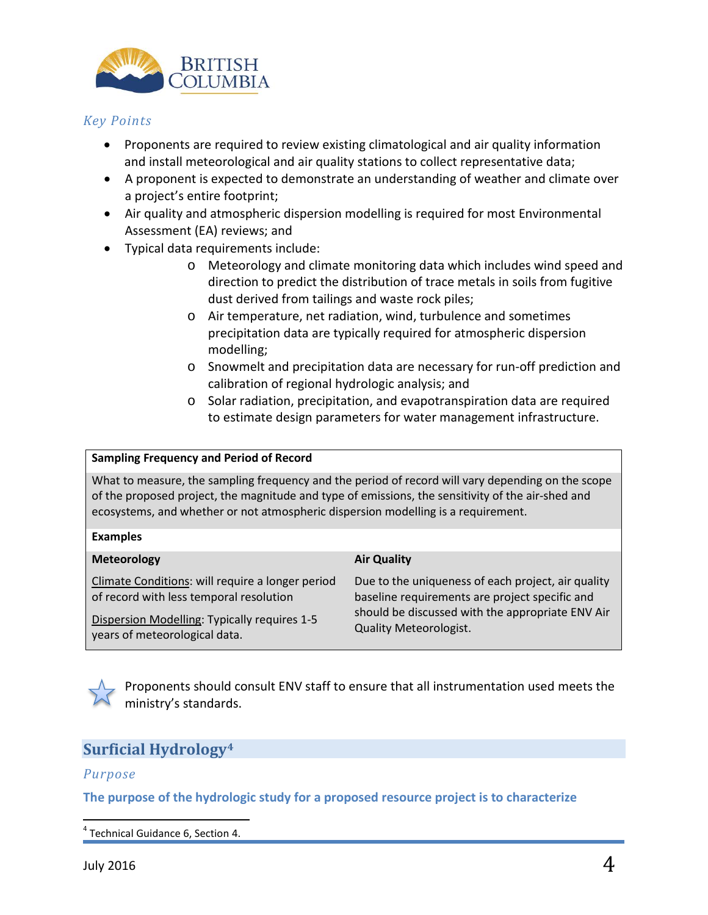### *Key Points*

- Proponents are required to review existing climatological and air quality information and install meteorological and air quality stations to collect representative data;
- A proponent is expected to demonstrate an understanding of weather and climate over a project's entire footprint;
- Air quality and atmospheric dispersion modelling is required for most Environmental Assessment (EA) reviews; and
- Typical data requirements include:
  - Meteorology and climate monitoring data which includes wind speed and direction to predict the distribution of trace metals in soils from fugitive dust derived from tailings and waste rock piles;
  - Air temperature, net radiation, wind, turbulence and sometimes precipitation data are typically required for atmospheric dispersion modelling;
  - Snowmelt and precipitation data are necessary for run-off prediction and calibration of regional hydrologic analysis; and
  - Solar radiation, precipitation, and evapotranspiration data are required to estimate design parameters for water management infrastructure.

| **Sampling Frequency and Period of Record** | |
|---|---|
| What to measure, the sampling frequency and the period of record will vary depending on the scope of the proposed project, the magnitude and type of emissions, the sensitivity of the air-shed and ecosystems, and whether or not atmospheric dispersion modelling is a requirement. | |
| **Examples** | |
| **Meteorology** | **Air Quality** |
| Climate Conditions: will require a longer period of record with less temporal resolution<br><br>Dispersion Modelling: Typically requires 1-5 years of meteorological data. | Due to the uniqueness of each project, air quality baseline requirements are project specific and should be discussed with the appropriate ENV Air Quality Meteorologist. |

Proponents should consult ENV staff to ensure that all instrumentation used meets the ministry's standards.

## Surficial Hydrology[4]

### *Purpose*

**The purpose of the hydrologic study for a proposed resource project is to characterize**

[4] Technical Guidance 6, Section 4.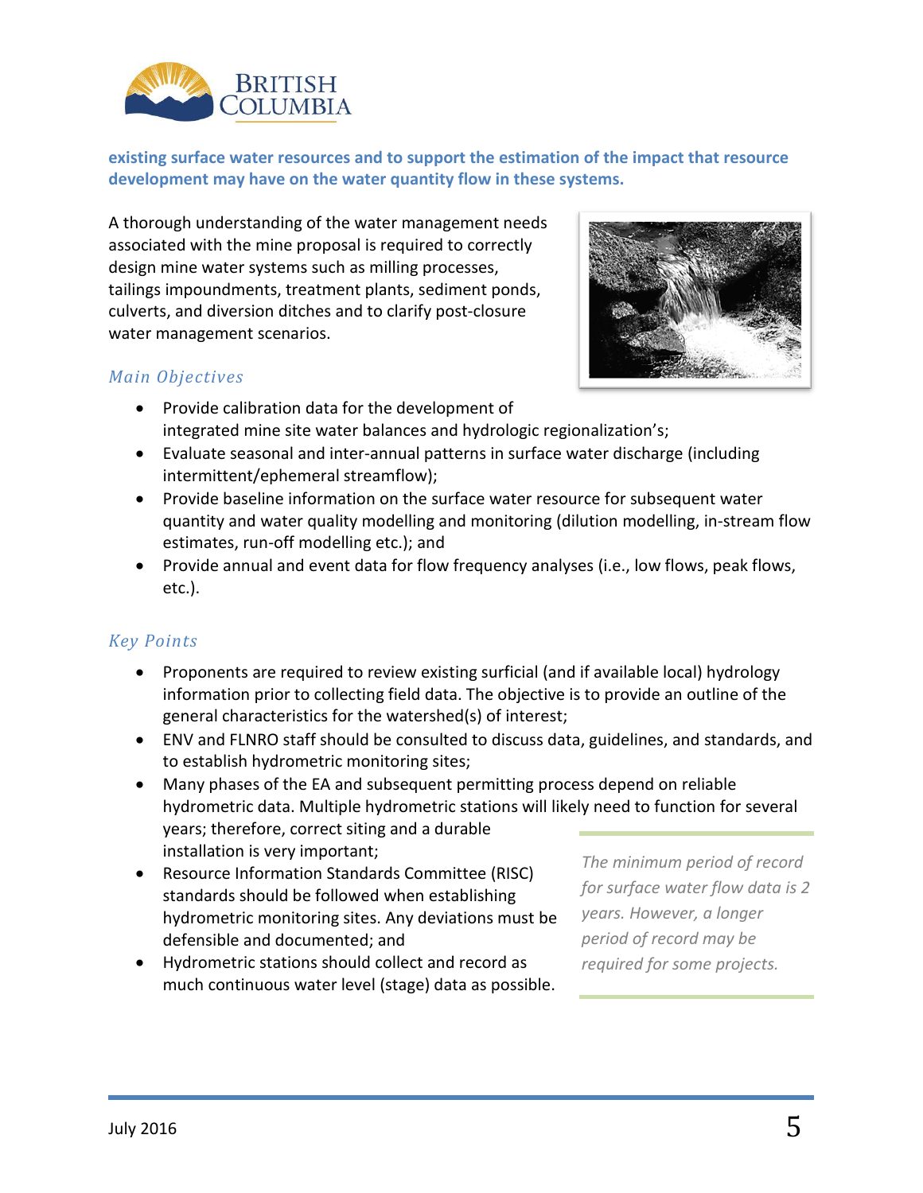**existing surface water resources and to support the estimation of the impact that resource development may have on the water quantity flow in these systems.**

A thorough understanding of the water management needs associated with the mine proposal is required to correctly design mine water systems such as milling processes, tailings impoundments, treatment plants, sediment ponds, culverts, and diversion ditches and to clarify post-closure water management scenarios.

### *Main Objectives*

- Provide calibration data for the development of integrated mine site water balances and hydrologic regionalization's;
- Evaluate seasonal and inter-annual patterns in surface water discharge (including intermittent/ephemeral streamflow);
- Provide baseline information on the surface water resource for subsequent water quantity and water quality modelling and monitoring (dilution modelling, in-stream flow estimates, run-off modelling etc.); and
- Provide annual and event data for flow frequency analyses (i.e., low flows, peak flows, etc.).

### *Key Points*

- Proponents are required to review existing surficial (and if available local) hydrology information prior to collecting field data. The objective is to provide an outline of the general characteristics for the watershed(s) of interest;
- ENV and FLNRO staff should be consulted to discuss data, guidelines, and standards, and to establish hydrometric monitoring sites;
- Many phases of the EA and subsequent permitting process depend on reliable hydrometric data. Multiple hydrometric stations will likely need to function for several years; therefore, correct siting and a durable installation is very important;
- Resource Information Standards Committee (RISC) standards should be followed when establishing hydrometric monitoring sites. Any deviations must be defensible and documented; and
- Hydrometric stations should collect and record as much continuous water level (stage) data as possible.

*The minimum period of record for surface water flow data is 2 years. However, a longer period of record may be required for some projects.*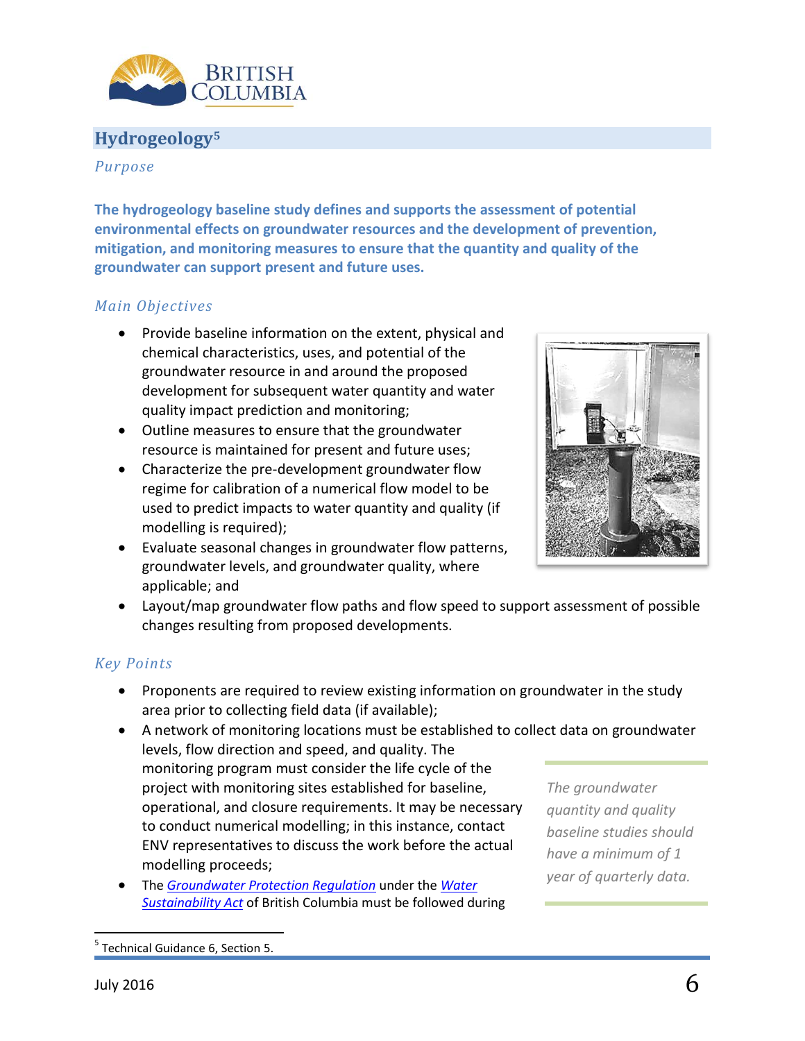## Hydrogeology[5]

### *Purpose*

**The hydrogeology baseline study defines and supports the assessment of potential environmental effects on groundwater resources and the development of prevention, mitigation, and monitoring measures to ensure that the quantity and quality of the groundwater can support present and future uses.**

### *Main Objectives*

- Provide baseline information on the extent, physical and chemical characteristics, uses, and potential of the groundwater resource in and around the proposed development for subsequent water quantity and water quality impact prediction and monitoring;
- Outline measures to ensure that the groundwater resource is maintained for present and future uses;
- Characterize the pre-development groundwater flow regime for calibration of a numerical flow model to be used to predict impacts to water quantity and quality (if modelling is required);
- Evaluate seasonal changes in groundwater flow patterns, groundwater levels, and groundwater quality, where applicable; and
- Layout/map groundwater flow paths and flow speed to support assessment of possible changes resulting from proposed developments.

### *Key Points*

- Proponents are required to review existing information on groundwater in the study area prior to collecting field data (if available);
- A network of monitoring locations must be established to collect data on groundwater levels, flow direction and speed, and quality. The monitoring program must consider the life cycle of the project with monitoring sites established for baseline, operational, and closure requirements. It may be necessary to conduct numerical modelling; in this instance, contact ENV representatives to discuss the work before the actual modelling proceeds;
- The *Groundwater Protection Regulation* under the *Water Sustainability Act* of British Columbia must be followed during

*The groundwater quantity and quality baseline studies should have a minimum of 1 year of quarterly data.*

---

[5] Technical Guidance 6, Section 5.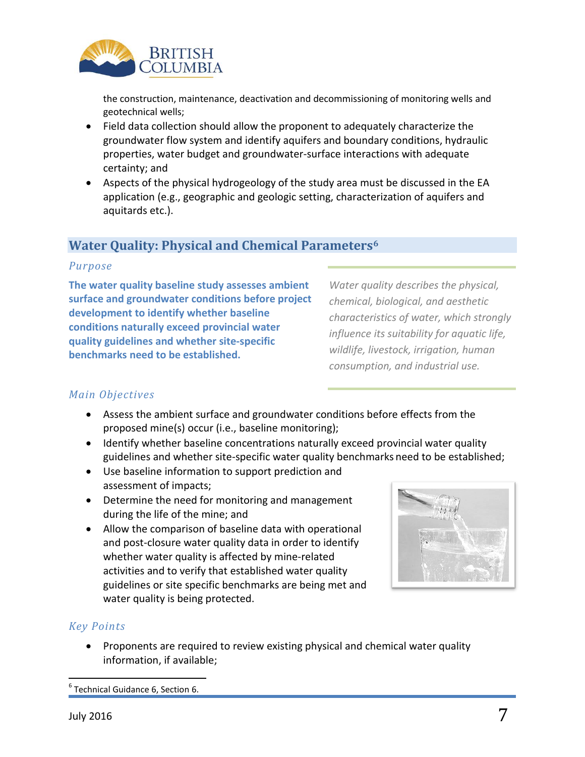the construction, maintenance, deactivation and decommissioning of monitoring wells and geotechnical wells;

- Field data collection should allow the proponent to adequately characterize the groundwater flow system and identify aquifers and boundary conditions, hydraulic properties, water budget and groundwater-surface interactions with adequate certainty; and
- Aspects of the physical hydrogeology of the study area must be discussed in the EA application (e.g., geographic and geologic setting, characterization of aquifers and aquitards etc.).

## Water Quality: Physical and Chemical Parameters[6]

### *Purpose*

**The water quality baseline study assesses ambient surface and groundwater conditions before project development to identify whether baseline conditions naturally exceed provincial water quality guidelines and whether site-specific benchmarks need to be established.**

*Water quality describes the physical, chemical, biological, and aesthetic characteristics of water, which strongly influence its suitability for aquatic life, wildlife, livestock, irrigation, human consumption, and industrial use.*

### *Main Objectives*

- Assess the ambient surface and groundwater conditions before effects from the proposed mine(s) occur (i.e., baseline monitoring);
- Identify whether baseline concentrations naturally exceed provincial water quality guidelines and whether site-specific water quality benchmarks need to be established;
- Use baseline information to support prediction and assessment of impacts;
- Determine the need for monitoring and management during the life of the mine; and
- Allow the comparison of baseline data with operational and post-closure water quality data in order to identify whether water quality is affected by mine-related activities and to verify that established water quality guidelines or site specific benchmarks are being met and water quality is being protected.

### *Key Points*

- Proponents are required to review existing physical and chemical water quality information, if available;

[6] Technical Guidance 6, Section 6.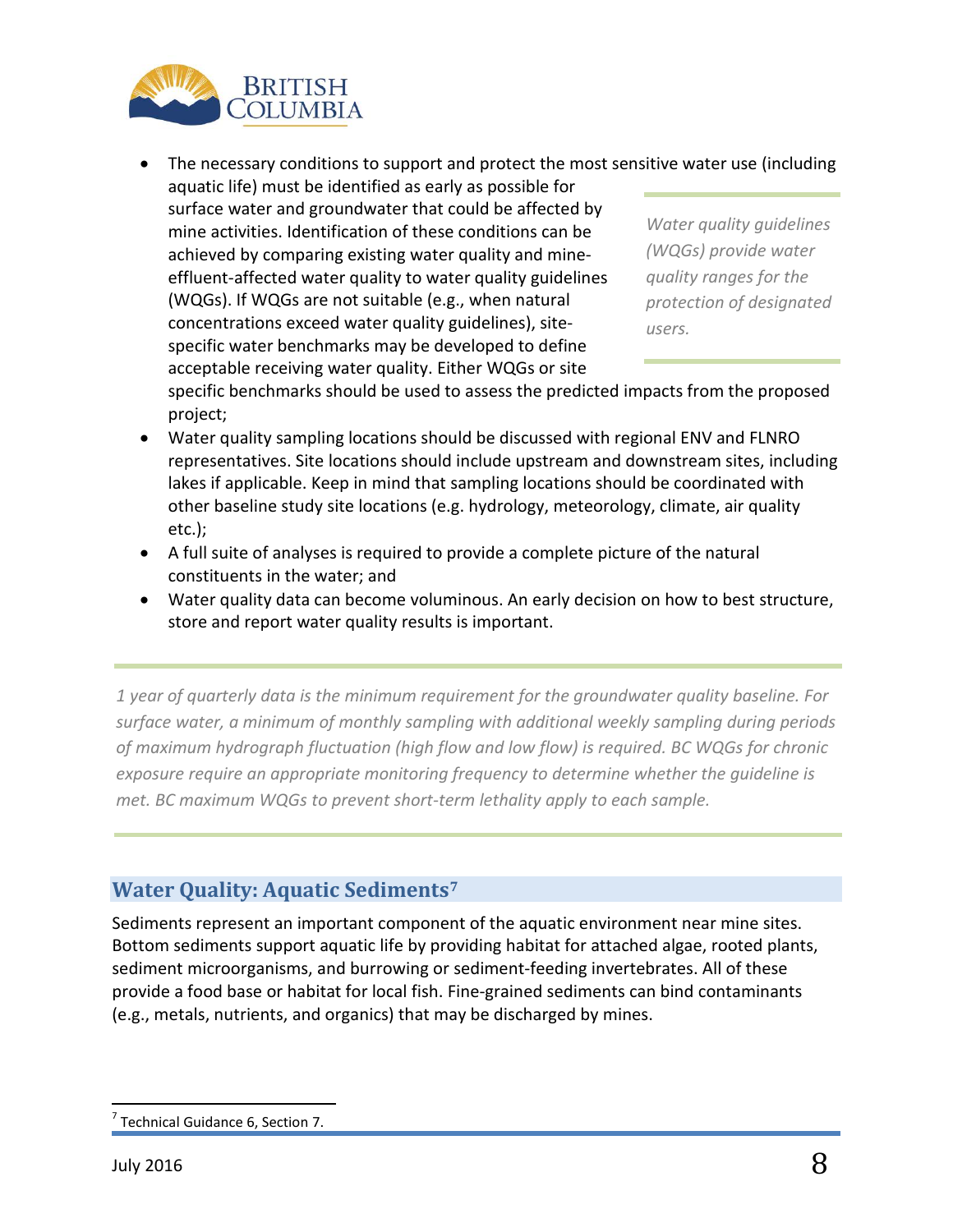- The necessary conditions to support and protect the most sensitive water use (including aquatic life) must be identified as early as possible for surface water and groundwater that could be affected by mine activities. Identification of these conditions can be achieved by comparing existing water quality and mine-effluent-affected water quality to water quality guidelines (WQGs). If WQGs are not suitable (e.g., when natural concentrations exceed water quality guidelines), site-specific water benchmarks may be developed to define acceptable receiving water quality. Either WQGs or site specific benchmarks should be used to assess the predicted impacts from the proposed project;

*Water quality guidelines (WQGs) provide water quality ranges for the protection of designated users.*

- Water quality sampling locations should be discussed with regional ENV and FLNRO representatives. Site locations should include upstream and downstream sites, including lakes if applicable. Keep in mind that sampling locations should be coordinated with other baseline study site locations (e.g. hydrology, meteorology, climate, air quality etc.);
- A full suite of analyses is required to provide a complete picture of the natural constituents in the water; and
- Water quality data can become voluminous. An early decision on how to best structure, store and report water quality results is important.

*1 year of quarterly data is the minimum requirement for the groundwater quality baseline. For surface water, a minimum of monthly sampling with additional weekly sampling during periods of maximum hydrograph fluctuation (high flow and low flow) is required. BC WQGs for chronic exposure require an appropriate monitoring frequency to determine whether the guideline is met. BC maximum WQGs to prevent short-term lethality apply to each sample.*

## Water Quality: Aquatic Sediments[7]

Sediments represent an important component of the aquatic environment near mine sites. Bottom sediments support aquatic life by providing habitat for attached algae, rooted plants, sediment microorganisms, and burrowing or sediment-feeding invertebrates. All of these provide a food base or habitat for local fish. Fine-grained sediments can bind contaminants (e.g., metals, nutrients, and organics) that may be discharged by mines.

[7] Technical Guidance 6, Section 7.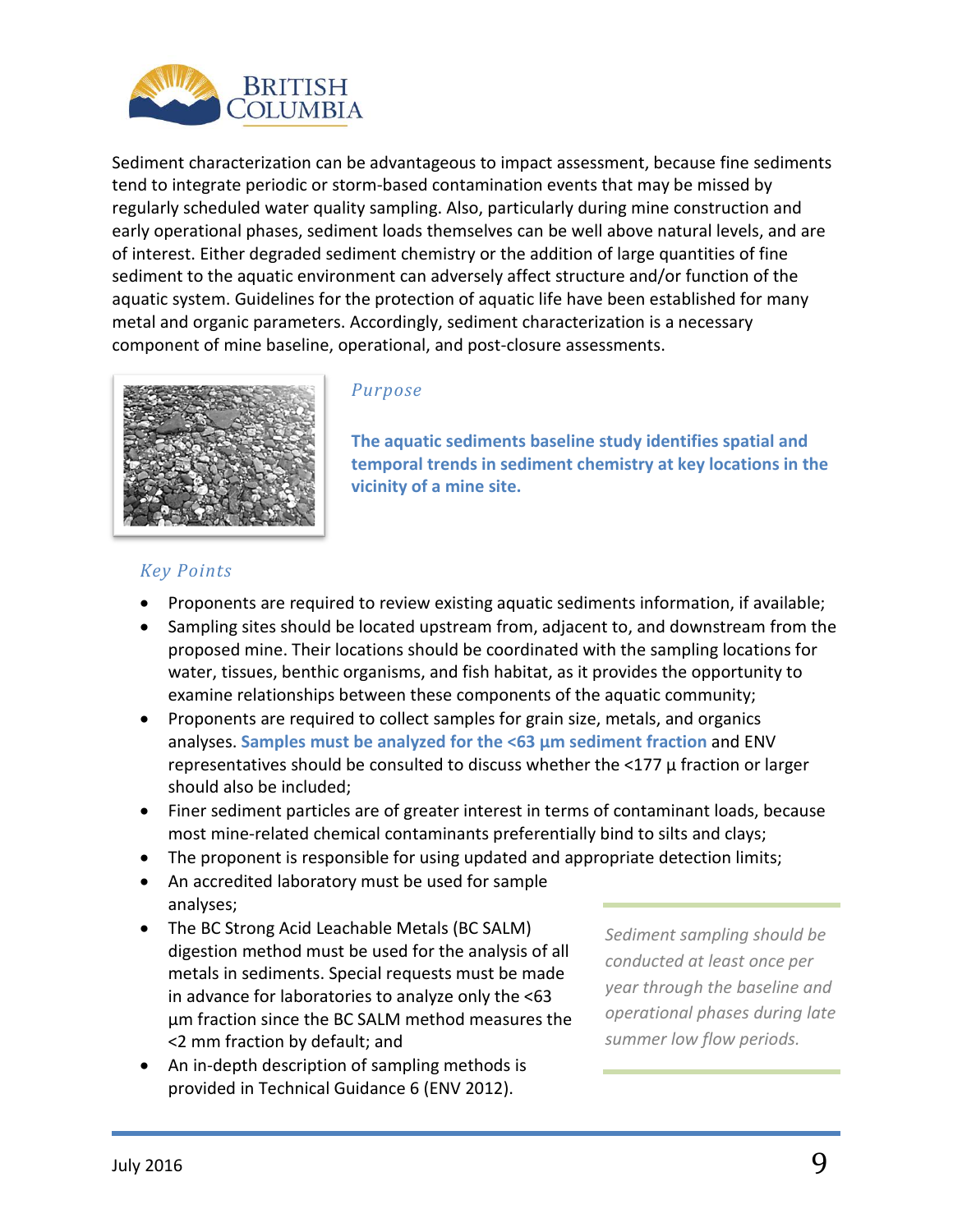Sediment characterization can be advantageous to impact assessment, because fine sediments tend to integrate periodic or storm-based contamination events that may be missed by regularly scheduled water quality sampling. Also, particularly during mine construction and early operational phases, sediment loads themselves can be well above natural levels, and are of interest. Either degraded sediment chemistry or the addition of large quantities of fine sediment to the aquatic environment can adversely affect structure and/or function of the aquatic system. Guidelines for the protection of aquatic life have been established for many metal and organic parameters. Accordingly, sediment characterization is a necessary component of mine baseline, operational, and post-closure assessments.

### *Purpose*

**The aquatic sediments baseline study identifies spatial and temporal trends in sediment chemistry at key locations in the vicinity of a mine site.**

### *Key Points*

- Proponents are required to review existing aquatic sediments information, if available;
- Sampling sites should be located upstream from, adjacent to, and downstream from the proposed mine. Their locations should be coordinated with the sampling locations for water, tissues, benthic organisms, and fish habitat, as it provides the opportunity to examine relationships between these components of the aquatic community;
- Proponents are required to collect samples for grain size, metals, and organics analyses. **Samples must be analyzed for the <63 µm sediment fraction** and ENV representatives should be consulted to discuss whether the <177 µ fraction or larger should also be included;
- Finer sediment particles are of greater interest in terms of contaminant loads, because most mine-related chemical contaminants preferentially bind to silts and clays;
- The proponent is responsible for using updated and appropriate detection limits;
- An accredited laboratory must be used for sample analyses;
- The BC Strong Acid Leachable Metals (BC SALM) digestion method must be used for the analysis of all metals in sediments. Special requests must be made in advance for laboratories to analyze only the <63 µm fraction since the BC SALM method measures the <2 mm fraction by default; and
- An in-depth description of sampling methods is provided in Technical Guidance 6 (ENV 2012).

*Sediment sampling should be conducted at least once per year through the baseline and operational phases during late summer low flow periods.*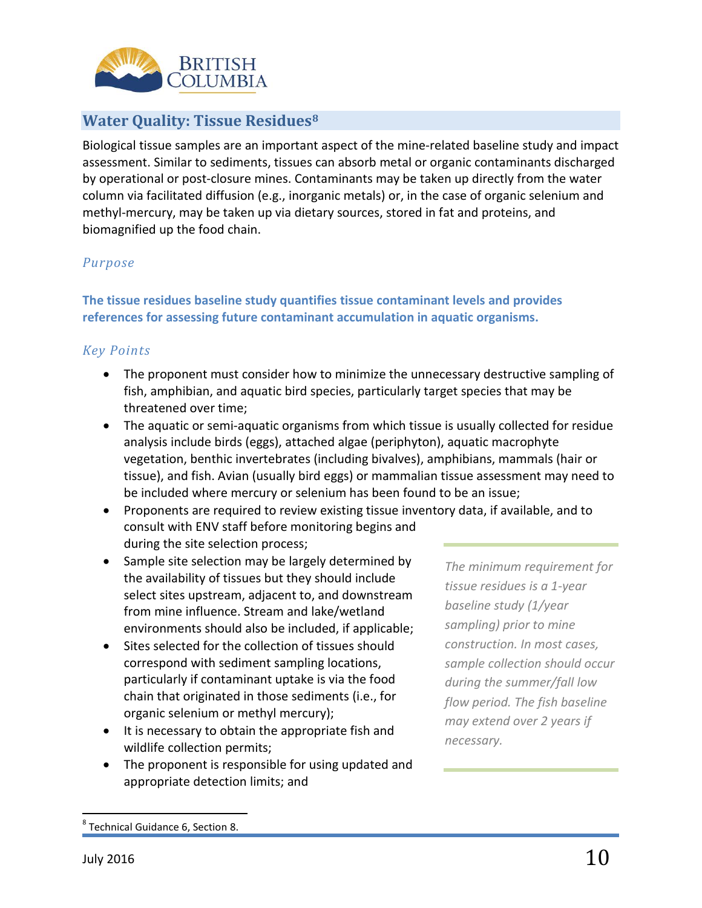## Water Quality: Tissue Residues[8]

Biological tissue samples are an important aspect of the mine-related baseline study and impact assessment. Similar to sediments, tissues can absorb metal or organic contaminants discharged by operational or post-closure mines. Contaminants may be taken up directly from the water column via facilitated diffusion (e.g., inorganic metals) or, in the case of organic selenium and methyl-mercury, may be taken up via dietary sources, stored in fat and proteins, and biomagnified up the food chain.

### *Purpose*

**The tissue residues baseline study quantifies tissue contaminant levels and provides references for assessing future contaminant accumulation in aquatic organisms.**

### *Key Points*

- The proponent must consider how to minimize the unnecessary destructive sampling of fish, amphibian, and aquatic bird species, particularly target species that may be threatened over time;
- The aquatic or semi-aquatic organisms from which tissue is usually collected for residue analysis include birds (eggs), attached algae (periphyton), aquatic macrophyte vegetation, benthic invertebrates (including bivalves), amphibians, mammals (hair or tissue), and fish. Avian (usually bird eggs) or mammalian tissue assessment may need to be included where mercury or selenium has been found to be an issue;
- Proponents are required to review existing tissue inventory data, if available, and to consult with ENV staff before monitoring begins and during the site selection process;
- Sample site selection may be largely determined by the availability of tissues but they should include select sites upstream, adjacent to, and downstream from mine influence. Stream and lake/wetland environments should also be included, if applicable;
- Sites selected for the collection of tissues should correspond with sediment sampling locations, particularly if contaminant uptake is via the food chain that originated in those sediments (i.e., for organic selenium or methyl mercury);
- It is necessary to obtain the appropriate fish and wildlife collection permits;
- The proponent is responsible for using updated and appropriate detection limits; and

*The minimum requirement for tissue residues is a 1-year baseline study (1/year sampling) prior to mine construction. In most cases, sample collection should occur during the summer/fall low flow period. The fish baseline may extend over 2 years if necessary.*

[8] Technical Guidance 6, Section 8.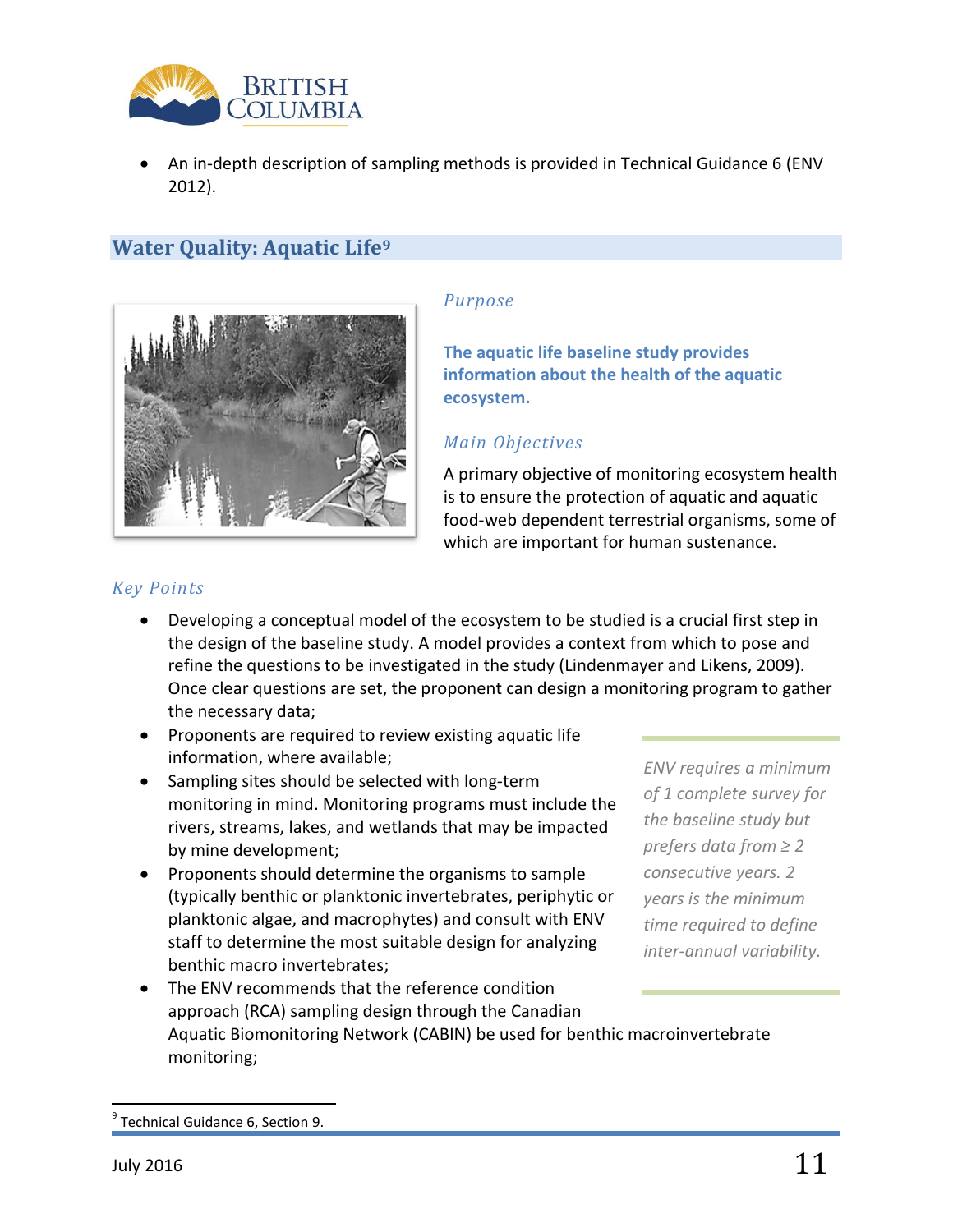- An in-depth description of sampling methods is provided in Technical Guidance 6 (ENV 2012).

## Water Quality: Aquatic Life[9]

### *Purpose*

**The aquatic life baseline study provides information about the health of the aquatic ecosystem.**

### *Main Objectives*

A primary objective of monitoring ecosystem health is to ensure the protection of aquatic and aquatic food-web dependent terrestrial organisms, some of which are important for human sustenance.

### *Key Points*

- Developing a conceptual model of the ecosystem to be studied is a crucial first step in the design of the baseline study. A model provides a context from which to pose and refine the questions to be investigated in the study (Lindenmayer and Likens, 2009). Once clear questions are set, the proponent can design a monitoring program to gather the necessary data;
- Proponents are required to review existing aquatic life information, where available;
- Sampling sites should be selected with long-term monitoring in mind. Monitoring programs must include the rivers, streams, lakes, and wetlands that may be impacted by mine development;
- Proponents should determine the organisms to sample (typically benthic or planktonic invertebrates, periphytic or planktonic algae, and macrophytes) and consult with ENV staff to determine the most suitable design for analyzing benthic macro invertebrates;
- The ENV recommends that the reference condition approach (RCA) sampling design through the Canadian Aquatic Biomonitoring Network (CABIN) be used for benthic macroinvertebrate monitoring;

*ENV requires a minimum of 1 complete survey for the baseline study but prefers data from ≥ 2 consecutive years. 2 years is the minimum time required to define inter-annual variability.*

[9] Technical Guidance 6, Section 9.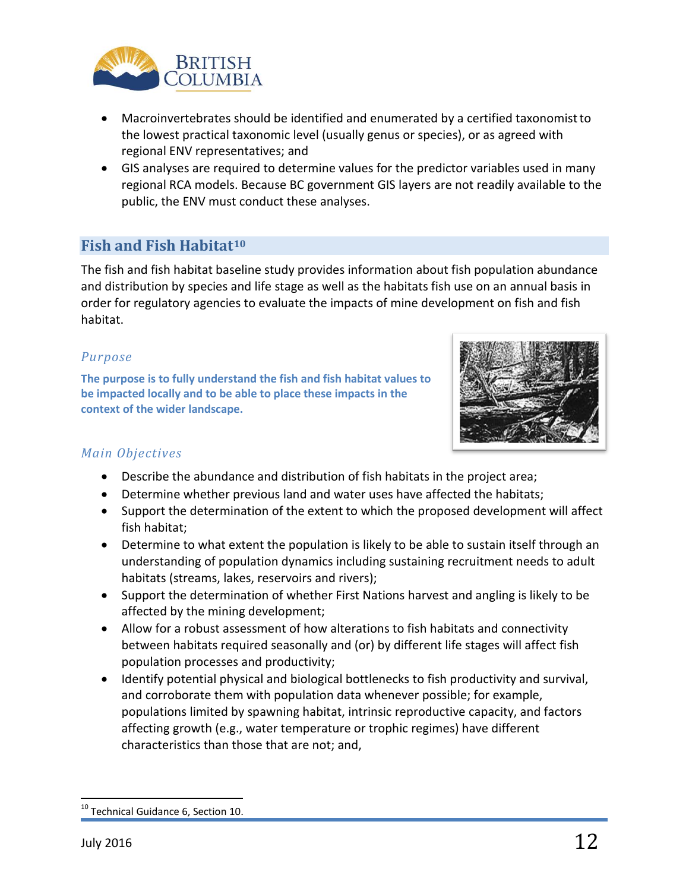- Macroinvertebrates should be identified and enumerated by a certified taxonomist to the lowest practical taxonomic level (usually genus or species), or as agreed with regional ENV representatives; and
- GIS analyses are required to determine values for the predictor variables used in many regional RCA models. Because BC government GIS layers are not readily available to the public, the ENV must conduct these analyses.

## Fish and Fish Habitat[10]

The fish and fish habitat baseline study provides information about fish population abundance and distribution by species and life stage as well as the habitats fish use on an annual basis in order for regulatory agencies to evaluate the impacts of mine development on fish and fish habitat.

### *Purpose*

**The purpose is to fully understand the fish and fish habitat values to be impacted locally and to be able to place these impacts in the context of the wider landscape.**

### *Main Objectives*

- Describe the abundance and distribution of fish habitats in the project area;
- Determine whether previous land and water uses have affected the habitats;
- Support the determination of the extent to which the proposed development will affect fish habitat;
- Determine to what extent the population is likely to be able to sustain itself through an understanding of population dynamics including sustaining recruitment needs to adult habitats (streams, lakes, reservoirs and rivers);
- Support the determination of whether First Nations harvest and angling is likely to be affected by the mining development;
- Allow for a robust assessment of how alterations to fish habitats and connectivity between habitats required seasonally and (or) by different life stages will affect fish population processes and productivity;
- Identify potential physical and biological bottlenecks to fish productivity and survival, and corroborate them with population data whenever possible; for example, populations limited by spawning habitat, intrinsic reproductive capacity, and factors affecting growth (e.g., water temperature or trophic regimes) have different characteristics than those that are not; and,

---

[10] Technical Guidance 6, Section 10.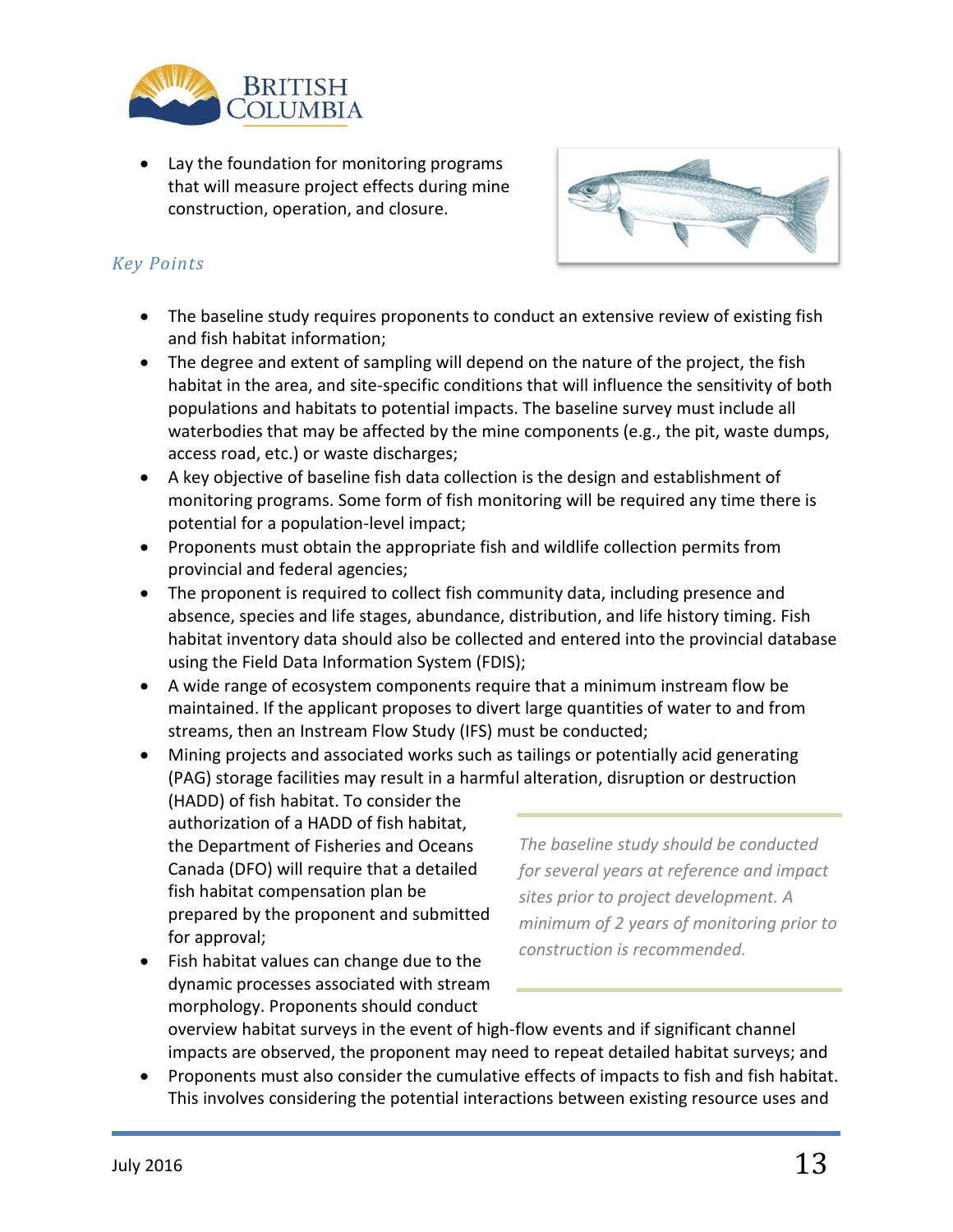- Lay the foundation for monitoring programs that will measure project effects during mine construction, operation, and closure.

### *Key Points*

- The baseline study requires proponents to conduct an extensive review of existing fish and fish habitat information;
- The degree and extent of sampling will depend on the nature of the project, the fish habitat in the area, and site-specific conditions that will influence the sensitivity of both populations and habitats to potential impacts. The baseline survey must include all waterbodies that may be affected by the mine components (e.g., the pit, waste dumps, access road, etc.) or waste discharges;
- A key objective of baseline fish data collection is the design and establishment of monitoring programs. Some form of fish monitoring will be required any time there is potential for a population-level impact;
- Proponents must obtain the appropriate fish and wildlife collection permits from provincial and federal agencies;
- The proponent is required to collect fish community data, including presence and absence, species and life stages, abundance, distribution, and life history timing. Fish habitat inventory data should also be collected and entered into the provincial database using the Field Data Information System (FDIS);
- A wide range of ecosystem components require that a minimum instream flow be maintained. If the applicant proposes to divert large quantities of water to and from streams, then an Instream Flow Study (IFS) must be conducted;
- Mining projects and associated works such as tailings or potentially acid generating (PAG) storage facilities may result in a harmful alteration, disruption or destruction (HADD) of fish habitat. To consider the authorization of a HADD of fish habitat, the Department of Fisheries and Oceans Canada (DFO) will require that a detailed fish habitat compensation plan be prepared by the proponent and submitted for approval;
- Fish habitat values can change due to the dynamic processes associated with stream morphology. Proponents should conduct overview habitat surveys in the event of high-flow events and if significant channel impacts are observed, the proponent may need to repeat detailed habitat surveys; and
- Proponents must also consider the cumulative effects of impacts to fish and fish habitat. This involves considering the potential interactions between existing resource uses and

*The baseline study should be conducted for several years at reference and impact sites prior to project development. A minimum of 2 years of monitoring prior to construction is recommended.*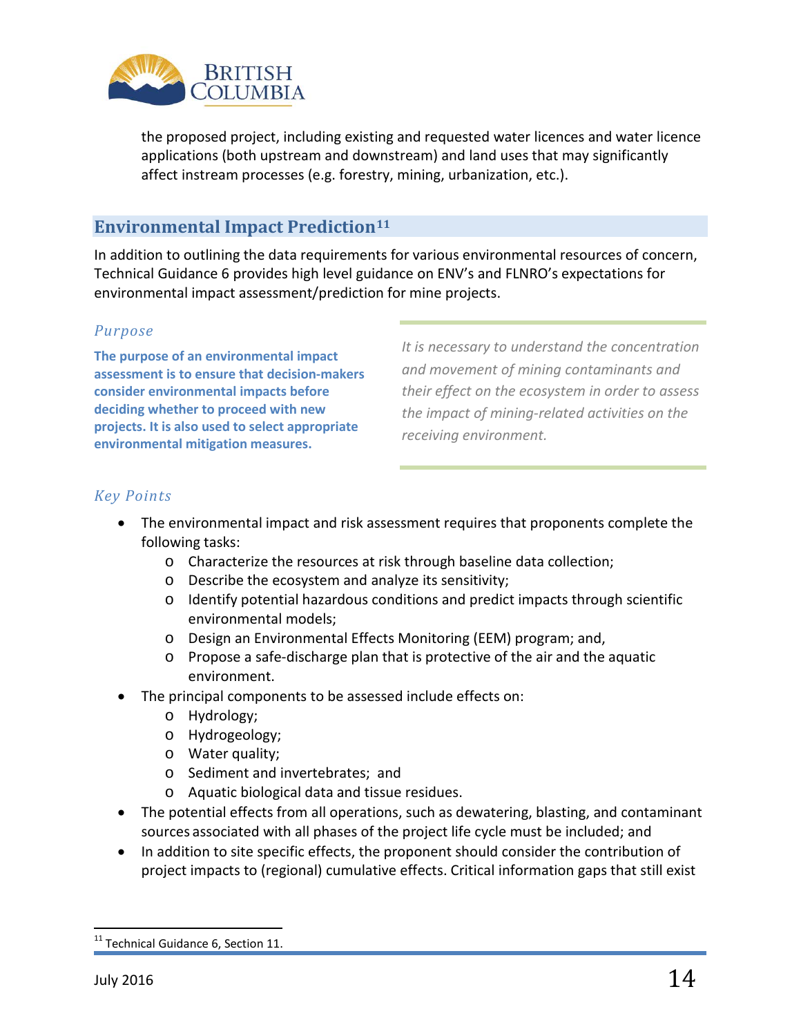the proposed project, including existing and requested water licences and water licence applications (both upstream and downstream) and land uses that may significantly affect instream processes (e.g. forestry, mining, urbanization, etc.).

## Environmental Impact Prediction[11]

In addition to outlining the data requirements for various environmental resources of concern, Technical Guidance 6 provides high level guidance on ENV's and FLNRO's expectations for environmental impact assessment/prediction for mine projects.

### *Purpose*

**The purpose of an environmental impact assessment is to ensure that decision-makers consider environmental impacts before deciding whether to proceed with new projects. It is also used to select appropriate environmental mitigation measures.**

*It is necessary to understand the concentration and movement of mining contaminants and their effect on the ecosystem in order to assess the impact of mining-related activities on the receiving environment.*

### *Key Points*

- The environmental impact and risk assessment requires that proponents complete the following tasks:
  - Characterize the resources at risk through baseline data collection;
  - Describe the ecosystem and analyze its sensitivity;
  - Identify potential hazardous conditions and predict impacts through scientific environmental models;
  - Design an Environmental Effects Monitoring (EEM) program; and,
  - Propose a safe-discharge plan that is protective of the air and the aquatic environment.
- The principal components to be assessed include effects on:
  - Hydrology;
  - Hydrogeology;
  - Water quality;
  - Sediment and invertebrates; and
  - Aquatic biological data and tissue residues.
- The potential effects from all operations, such as dewatering, blasting, and contaminant sources associated with all phases of the project life cycle must be included; and
- In addition to site specific effects, the proponent should consider the contribution of project impacts to (regional) cumulative effects. Critical information gaps that still exist

[11] Technical Guidance 6, Section 11.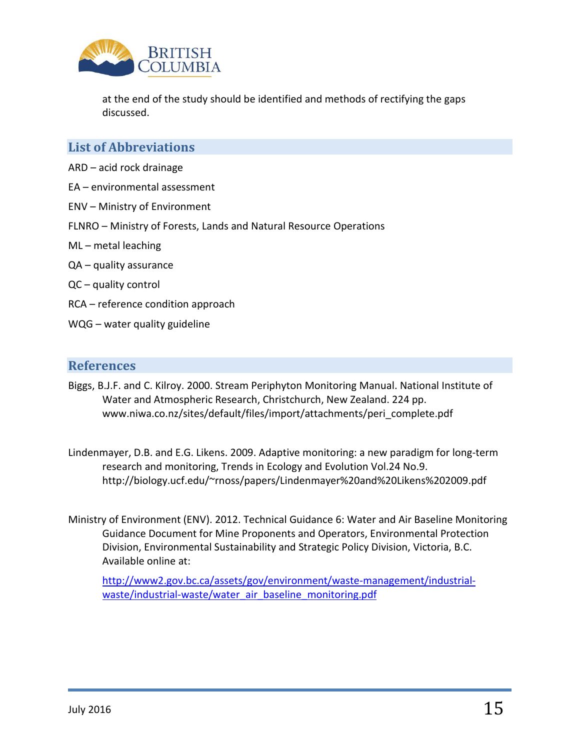at the end of the study should be identified and methods of rectifying the gaps discussed.

## List of Abbreviations

ARD – acid rock drainage

EA – environmental assessment

ENV – Ministry of Environment

FLNRO – Ministry of Forests, Lands and Natural Resource Operations

ML – metal leaching

QA – quality assurance

QC – quality control

RCA – reference condition approach

WQG – water quality guideline

## References

Biggs, B.J.F. and C. Kilroy. 2000. Stream Periphyton Monitoring Manual. National Institute of Water and Atmospheric Research, Christchurch, New Zealand. 224 pp. www.niwa.co.nz/sites/default/files/import/attachments/peri_complete.pdf

Lindenmayer, D.B. and E.G. Likens. 2009. Adaptive monitoring: a new paradigm for long-term research and monitoring, Trends in Ecology and Evolution Vol.24 No.9. http://biology.ucf.edu/~rnoss/papers/Lindenmayer%20and%20Likens%202009.pdf

Ministry of Environment (ENV). 2012. Technical Guidance 6: Water and Air Baseline Monitoring Guidance Document for Mine Proponents and Operators, Environmental Protection Division, Environmental Sustainability and Strategic Policy Division, Victoria, B.C. Available online at:

http://www2.gov.bc.ca/assets/gov/environment/waste-management/industrial-waste/industrial-waste/water_air_baseline_monitoring.pdf